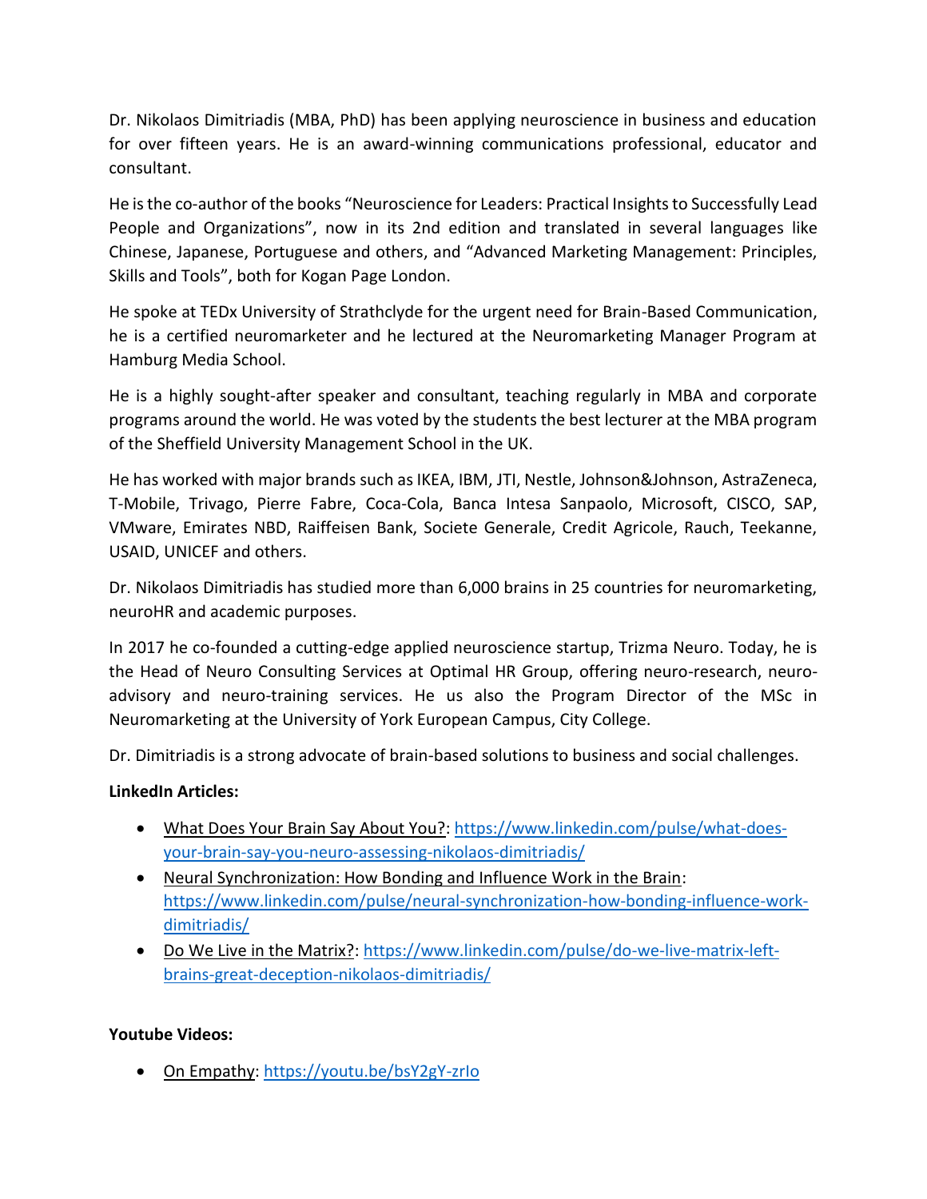Dr. Nikolaos Dimitriadis (MBA, PhD) has been applying neuroscience in business and education for over fifteen years. He is an award-winning communications professional, educator and consultant.

He is the co-author of the books "Neuroscience for Leaders: Practical Insights to Successfully Lead People and Organizations", now in its 2nd edition and translated in several languages like Chinese, Japanese, Portuguese and others, and "Advanced Marketing Management: Principles, Skills and Tools", both for Kogan Page London.

He spoke at TEDx University of Strathclyde for the urgent need for Brain-Based Communication, he is a certified neuromarketer and he lectured at the Neuromarketing Manager Program at Hamburg Media School.

He is a highly sought-after speaker and consultant, teaching regularly in MBA and corporate programs around the world. He was voted by the students the best lecturer at the MBA program of the Sheffield University Management School in the UK.

He has worked with major brands such as IKEA, IBM, JTI, Nestle, Johnson&Johnson, AstraZeneca, T-Mobile, Trivago, Pierre Fabre, Coca-Cola, Banca Intesa Sanpaolo, Microsoft, CISCO, SAP, VMware, Emirates NBD, Raiffeisen Bank, Societe Generale, Credit Agricole, Rauch, Teekanne, USAID, UNICEF and others.

Dr. Nikolaos Dimitriadis has studied more than 6,000 brains in 25 countries for neuromarketing, neuroHR and academic purposes.

In 2017 he co-founded a cutting-edge applied neuroscience startup, Trizma Neuro. Today, he is the Head of Neuro Consulting Services at Optimal HR Group, offering neuro-research, neuro-advisory and neuro-training services. He us also the Program Director of the MSc in Neuromarketing at the University of York European Campus, City College.

Dr. Dimitriadis is a strong advocate of brain-based solutions to business and social challenges.

**LinkedIn Articles:**

- What Does Your Brain Say About You?: https://www.linkedin.com/pulse/what-does-your-brain-say-you-neuro-assessing-nikolaos-dimitriadis/
- Neural Synchronization: How Bonding and Influence Work in the Brain: https://www.linkedin.com/pulse/neural-synchronization-how-bonding-influence-work-dimitriadis/
- Do We Live in the Matrix?: https://www.linkedin.com/pulse/do-we-live-matrix-left-brains-great-deception-nikolaos-dimitriadis/

**Youtube Videos:**

- On Empathy: https://youtu.be/bsY2gY-zrIo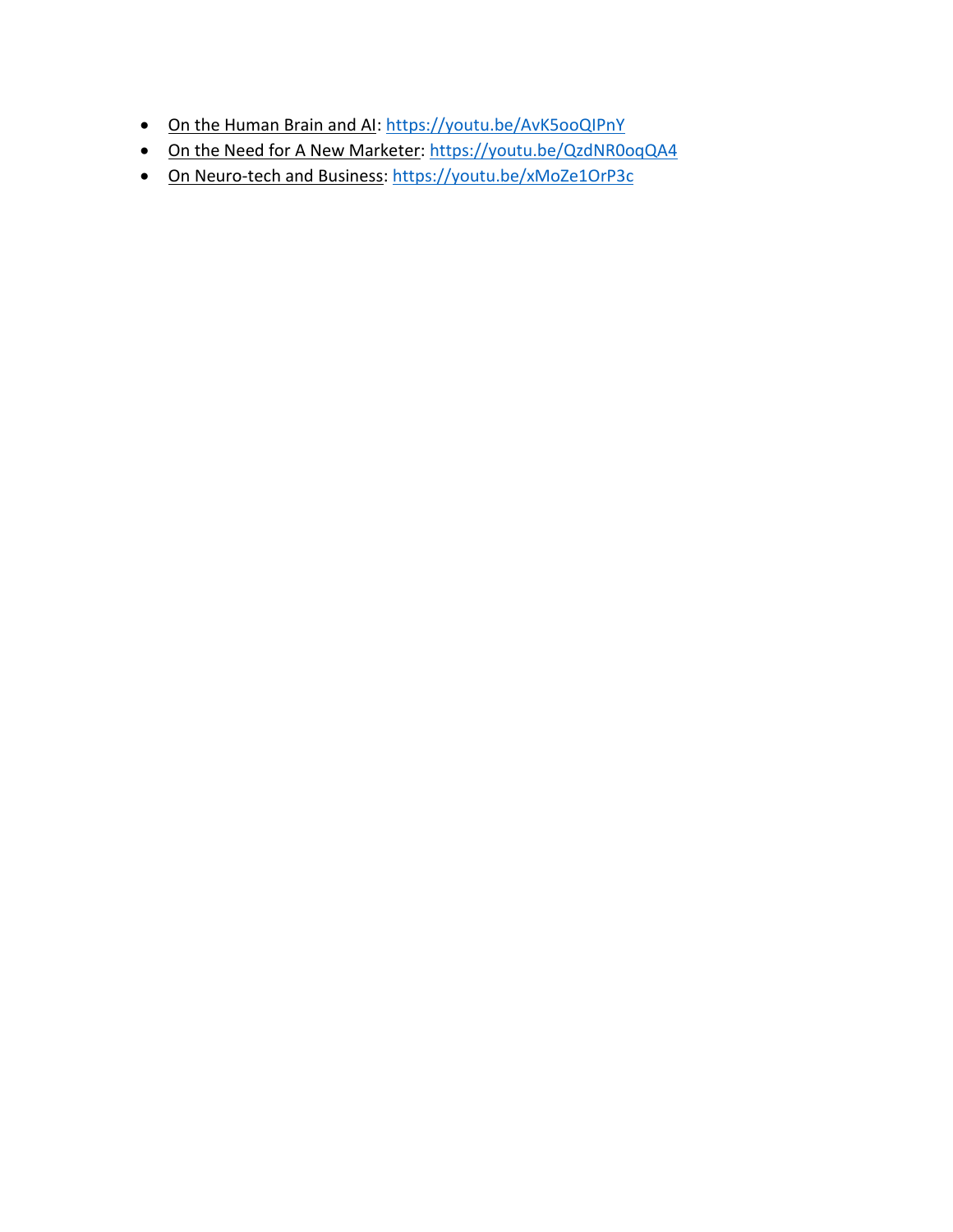- On the Human Brain and AI: https://youtu.be/AvK5ooQIPnY
- On the Need for A New Marketer: https://youtu.be/QzdNR0oqQA4
- On Neuro-tech and Business: https://youtu.be/xMoZe1OrP3c